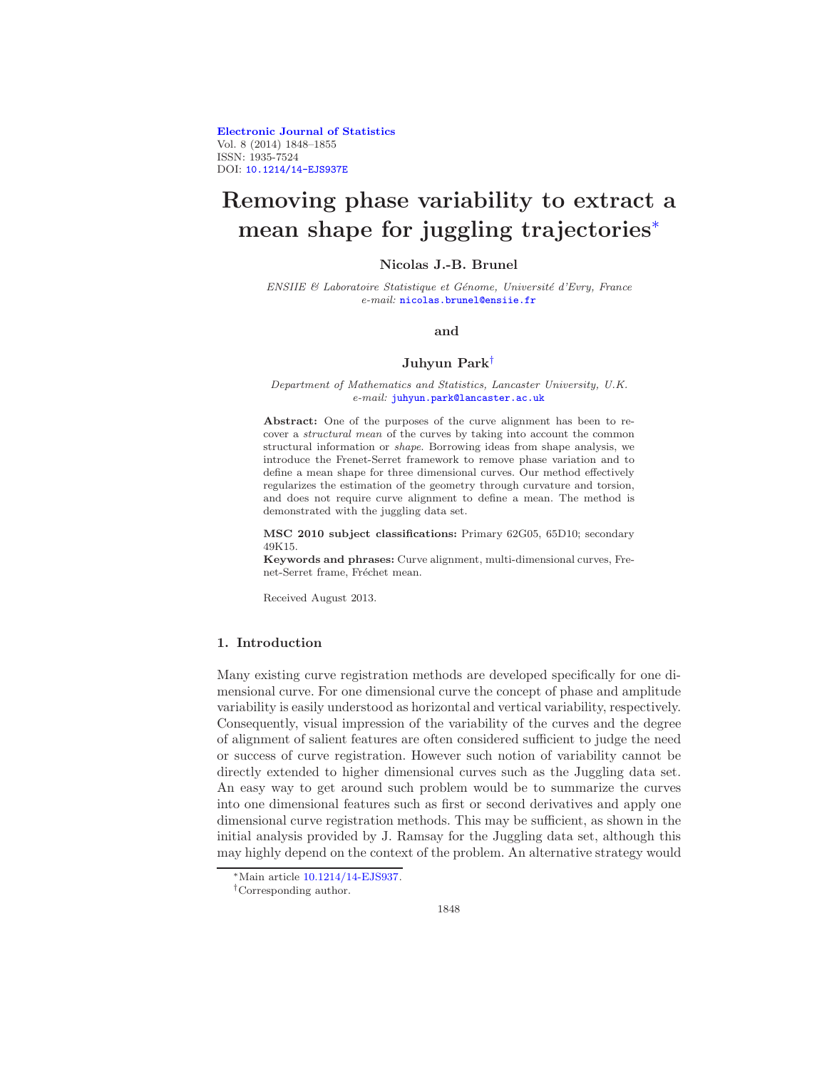# Removing phase variability to extract a mean shape for juggling trajectories[*]

**Nicolas J.-B. Brunel**

*ENSIIE & Laboratoire Statistique et Génome, Université d'Evry, France*
*e-mail:* nicolas.brunel@ensiie.fr

**and**

**Juhyun Park**[†]

*Department of Mathematics and Statistics, Lancaster University, U.K.*
*e-mail:* juhyun.park@lancaster.ac.uk

**Abstract:** One of the purposes of the curve alignment has been to recover a *structural mean* of the curves by taking into account the common structural information or *shape*. Borrowing ideas from shape analysis, we introduce the Frenet-Serret framework to remove phase variation and to define a mean shape for three dimensional curves. Our method effectively regularizes the estimation of the geometry through curvature and torsion, and does not require curve alignment to define a mean. The method is demonstrated with the juggling data set.

**MSC 2010 subject classifications:** Primary 62G05, 65D10; secondary 49K15.

**Keywords and phrases:** Curve alignment, multi-dimensional curves, Frenet-Serret frame, Fréchet mean.

Received August 2013.

## 1. Introduction

Many existing curve registration methods are developed specifically for one dimensional curve. For one dimensional curve the concept of phase and amplitude variability is easily understood as horizontal and vertical variability, respectively. Consequently, visual impression of the variability of the curves and the degree of alignment of salient features are often considered sufficient to judge the need or success of curve registration. However such notion of variability cannot be directly extended to higher dimensional curves such as the Juggling data set. An easy way to get around such problem would be to summarize the curves into one dimensional features such as first or second derivatives and apply one dimensional curve registration methods. This may be sufficient, as shown in the initial analysis provided by J. Ramsay for the Juggling data set, although this may highly depend on the context of the problem. An alternative strategy would

---

[*] Main article 10.1214/14-EJS937.

[†] Corresponding author.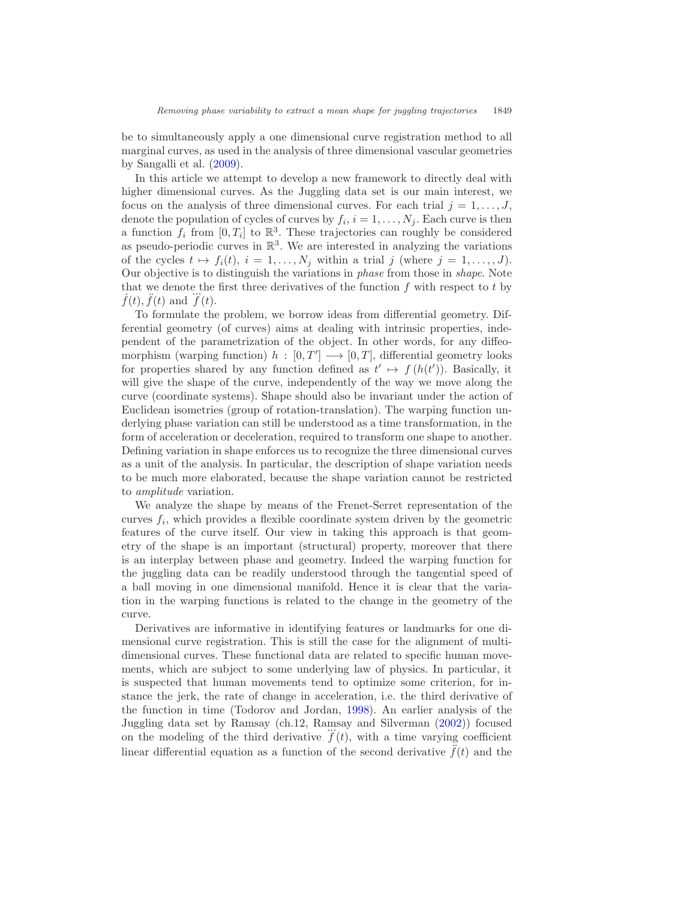be to simultaneously apply a one dimensional curve registration method to all marginal curves, as used in the analysis of three dimensional vascular geometries by Sangalli et al. (2009).

In this article we attempt to develop a new framework to directly deal with higher dimensional curves. As the Juggling data set is our main interest, we focus on the analysis of three dimensional curves. For each trial $j = 1, \ldots, J$, denote the population of cycles of curves by $f_i$, $i = 1, \ldots, N_j$. Each curve is then a function $f_i$ from $[0, T_i]$ to $\mathbb{R}^3$. These trajectories can roughly be considered as pseudo-periodic curves in $\mathbb{R}^3$. We are interested in analyzing the variations of the cycles $t \mapsto f_i(t)$, $i = 1, \ldots, N_j$ within a trial $j$ (where $j = 1, \ldots, , J$). Our objective is to distinguish the variations in *phase* from those in *shape*. Note that we denote the first three derivatives of the function $f$ with respect to $t$ by $\dot{f}(t), \ddot{f}(t)$ and $\dddot{f}(t)$.

To formulate the problem, we borrow ideas from differential geometry. Differential geometry (of curves) aims at dealing with intrinsic properties, independent of the parametrization of the object. In other words, for any diffeomorphism (warping function) $h : [0, T'] \longrightarrow [0, T]$, differential geometry looks for properties shared by any function defined as $t' \mapsto f(h(t'))$. Basically, it will give the shape of the curve, independently of the way we move along the curve (coordinate systems). Shape should also be invariant under the action of Euclidean isometries (group of rotation-translation). The warping function underlying phase variation can still be understood as a time transformation, in the form of acceleration or deceleration, required to transform one shape to another. Defining variation in shape enforces us to recognize the three dimensional curves as a unit of the analysis. In particular, the description of shape variation needs to be much more elaborated, because the shape variation cannot be restricted to *amplitude* variation.

We analyze the shape by means of the Frenet-Serret representation of the curves $f_i$, which provides a flexible coordinate system driven by the geometric features of the curve itself. Our view in taking this approach is that geometry of the shape is an important (structural) property, moreover that there is an interplay between phase and geometry. Indeed the warping function for the juggling data can be readily understood through the tangential speed of a ball moving in one dimensional manifold. Hence it is clear that the variation in the warping functions is related to the change in the geometry of the curve.

Derivatives are informative in identifying features or landmarks for one dimensional curve registration. This is still the case for the alignment of multi-dimensional curves. These functional data are related to specific human movements, which are subject to some underlying law of physics. In particular, it is suspected that human movements tend to optimize some criterion, for instance the jerk, the rate of change in acceleration, i.e. the third derivative of the function in time (Todorov and Jordan, 1998). An earlier analysis of the Juggling data set by Ramsay (ch.12, Ramsay and Silverman (2002)) focused on the modeling of the third derivative $\dddot{f}(t)$, with a time varying coefficient linear differential equation as a function of the second derivative $\ddot{f}(t)$ and the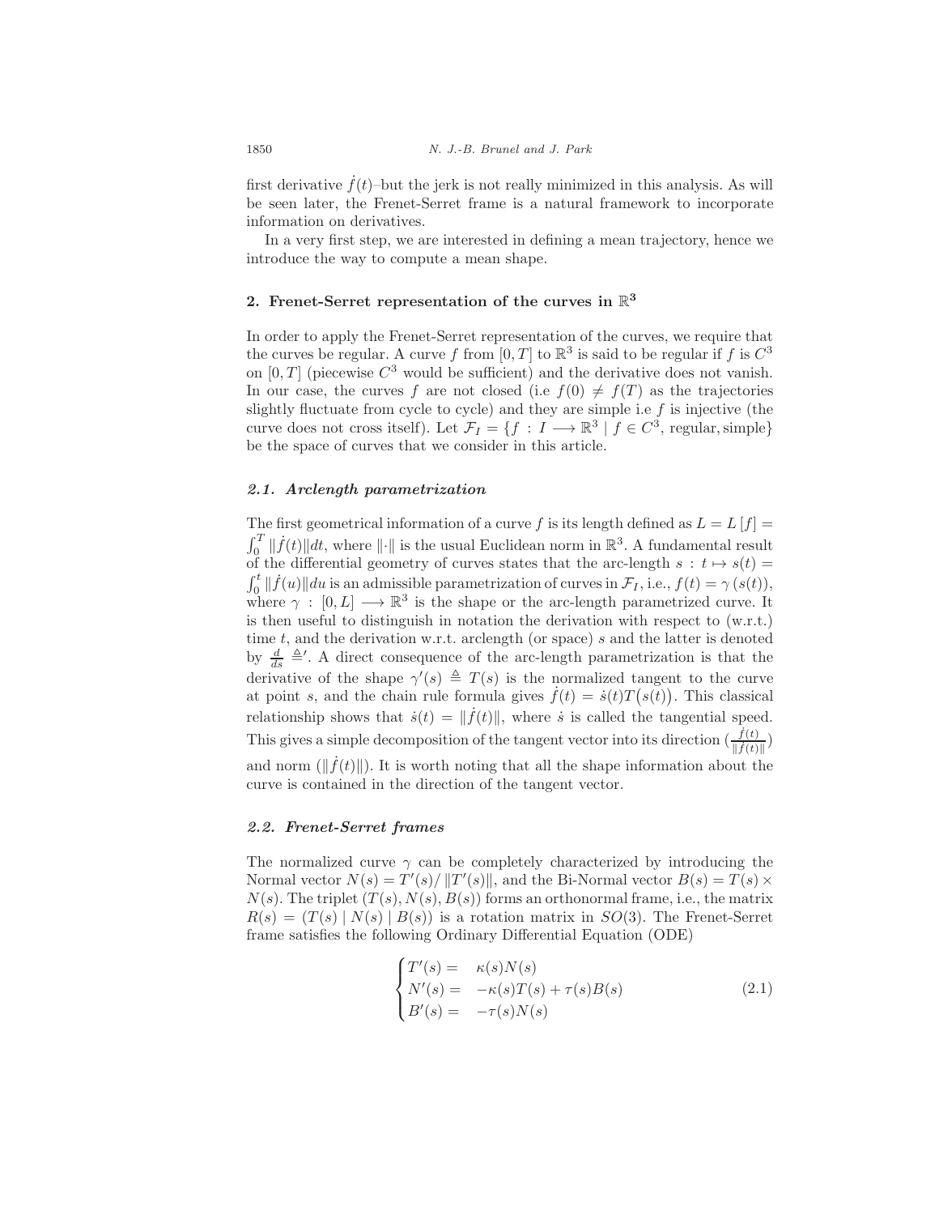first derivative $\dot{f}(t)$–but the jerk is not really minimized in this analysis. As will be seen later, the Frenet-Serret frame is a natural framework to incorporate information on derivatives.

In a very first step, we are interested in defining a mean trajectory, hence we introduce the way to compute a mean shape.

## 2. Frenet-Serret representation of the curves in $\mathbb{R}^3$

In order to apply the Frenet-Serret representation of the curves, we require that the curves be regular. A curve $f$ from $[0,T]$ to $\mathbb{R}^3$ is said to be regular if $f$ is $C^3$ on $[0,T]$ (piecewise $C^3$ would be sufficient) and the derivative does not vanish. In our case, the curves $f$ are not closed (i.e $f(0) \neq f(T)$ as the trajectories slightly fluctuate from cycle to cycle) and they are simple i.e $f$ is injective (the curve does not cross itself). Let $\mathcal{F}_I = \{f : I \longrightarrow \mathbb{R}^3 \mid f \in C^3, \text{ regular, simple}\}$ be the space of curves that we consider in this article.

### *2.1. Arclength parametrization*

The first geometrical information of a curve $f$ is its length defined as $L = L[f] = \int_0^T \|\dot{f}(t)\| dt$, where $\|\cdot\|$ is the usual Euclidean norm in $\mathbb{R}^3$. A fundamental result of the differential geometry of curves states that the arc-length $s : t \mapsto s(t) = \int_0^t \|\dot{f}(u)\| du$ is an admissible parametrization of curves in $\mathcal{F}_I$, i.e., $f(t) = \gamma(s(t))$, where $\gamma : [0, L] \longrightarrow \mathbb{R}^3$ is the shape or the arc-length parametrized curve. It is then useful to distinguish in notation the derivation with respect to (w.r.t.) time $t$, and the derivation w.r.t. arclength (or space) $s$ and the latter is denoted by $\frac{d}{ds} \triangleq '$. A direct consequence of the arc-length parametrization is that the derivative of the shape $\gamma'(s) \triangleq T(s)$ is the normalized tangent to the curve at point $s$, and the chain rule formula gives $\dot{f}(t) = \dot{s}(t) T\big(s(t)\big)$. This classical relationship shows that $\dot{s}(t) = \|\dot{f}(t)\|$, where $\dot{s}$ is called the tangential speed. This gives a simple decomposition of the tangent vector into its direction ($\frac{\dot{f}(t)}{\|\dot{f}(t)\|}$) and norm ($\|\dot{f}(t)\|$). It is worth noting that all the shape information about the curve is contained in the direction of the tangent vector.

### *2.2. Frenet-Serret frames*

The normalized curve $\gamma$ can be completely characterized by introducing the Normal vector $N(s) = T'(s)/\|T'(s)\|$, and the Bi-Normal vector $B(s) = T(s) \times N(s)$. The triplet $(T(s), N(s), B(s))$ forms an orthonormal frame, i.e., the matrix $R(s) = (T(s) \mid N(s) \mid B(s))$ is a rotation matrix in $SO(3)$. The Frenet-Serret frame satisfies the following Ordinary Differential Equation (ODE)

$$
\begin{cases}
T'(s) = & \kappa(s) N(s) \\
N'(s) = & -\kappa(s) T(s) + \tau(s) B(s) \\
B'(s) = & -\tau(s) N(s)
\end{cases}
\tag{2.1}
$$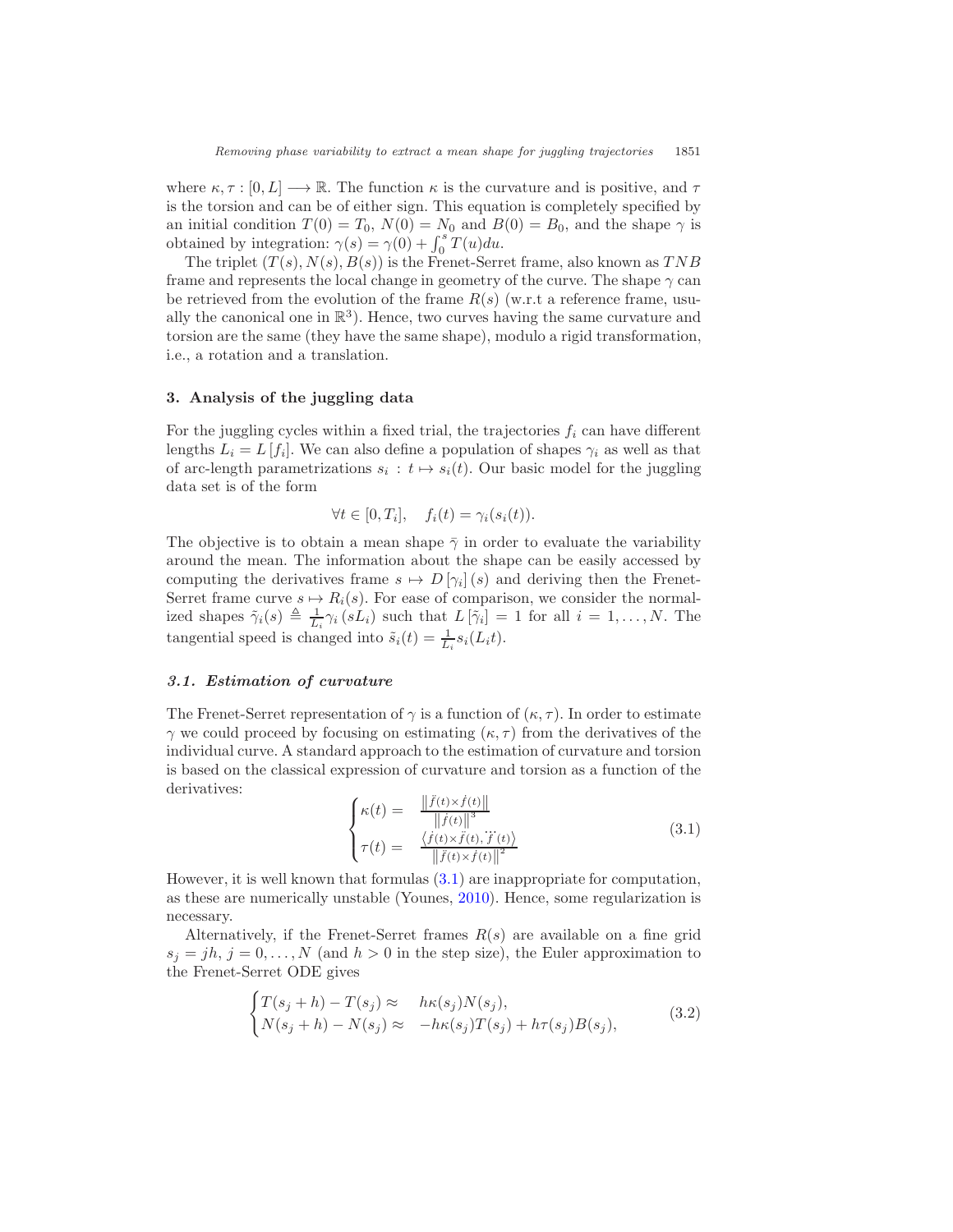where $\kappa, \tau : [0, L] \longrightarrow \mathbb{R}$. The function $\kappa$ is the curvature and is positive, and $\tau$ is the torsion and can be of either sign. This equation is completely specified by an initial condition $T(0) = T_0$, $N(0) = N_0$ and $B(0) = B_0$, and the shape $\gamma$ is obtained by integration: $\gamma(s) = \gamma(0) + \int_0^s T(u)du$.

The triplet $(T(s), N(s), B(s))$ is the Frenet-Serret frame, also known as $TNB$ frame and represents the local change in geometry of the curve. The shape $\gamma$ can be retrieved from the evolution of the frame $R(s)$ (w.r.t a reference frame, usually the canonical one in $\mathbb{R}^3$). Hence, two curves having the same curvature and torsion are the same (they have the same shape), modulo a rigid transformation, i.e., a rotation and a translation.

## 3. Analysis of the juggling data

For the juggling cycles within a fixed trial, the trajectories $f_i$ can have different lengths $L_i = L[f_i]$. We can also define a population of shapes $\gamma_i$ as well as that of arc-length parametrizations $s_i : t \mapsto s_i(t)$. Our basic model for the juggling data set is of the form

$$\forall t \in [0, T_i], \quad f_i(t) = \gamma_i(s_i(t)).$$

The objective is to obtain a mean shape $\bar{\gamma}$ in order to evaluate the variability around the mean. The information about the shape can be easily accessed by computing the derivatives frame $s \mapsto D[\gamma_i](s)$ and deriving then the Frenet-Serret frame curve $s \mapsto R_i(s)$. For ease of comparison, we consider the normalized shapes $\tilde{\gamma}_i(s) \triangleq \frac{1}{L_i}\gamma_i(sL_i)$ such that $L[\tilde{\gamma}_i] = 1$ for all $i = 1, \ldots, N$. The tangential speed is changed into $\tilde{s}_i(t) = \frac{1}{L_i}s_i(L_i t)$.

### 3.1. Estimation of curvature

The Frenet-Serret representation of $\gamma$ is a function of $(\kappa, \tau)$. In order to estimate $\gamma$ we could proceed by focusing on estimating $(\kappa, \tau)$ from the derivatives of the individual curve. A standard approach to the estimation of curvature and torsion is based on the classical expression of curvature and torsion as a function of the derivatives:

$$\begin{cases} \kappa(t) = & \frac{\left\|\ddot{f}(t) \times \dot{f}(t)\right\|}{\left\|\dot{f}(t)\right\|^3} \\ \tau(t) = & \frac{\left\langle \dot{f}(t) \times \ddot{f}(t), \dddot{f}(t) \right\rangle}{\left\|\dot{f}(t) \times \ddot{f}(t)\right\|^2} \end{cases} \tag{3.1}$$

However, it is well known that formulas (3.1) are inappropriate for computation, as these are numerically unstable (Younes, 2010). Hence, some regularization is necessary.

Alternatively, if the Frenet-Serret frames $R(s)$ are available on a fine grid $s_j = jh$, $j = 0, \ldots, N$ (and $h > 0$ in the step size), the Euler approximation to the Frenet-Serret ODE gives

$$\begin{cases} T(s_j + h) - T(s_j) \approx & h\kappa(s_j)N(s_j), \\ N(s_j + h) - N(s_j) \approx & -h\kappa(s_j)T(s_j) + h\tau(s_j)B(s_j), \end{cases} \tag{3.2}$$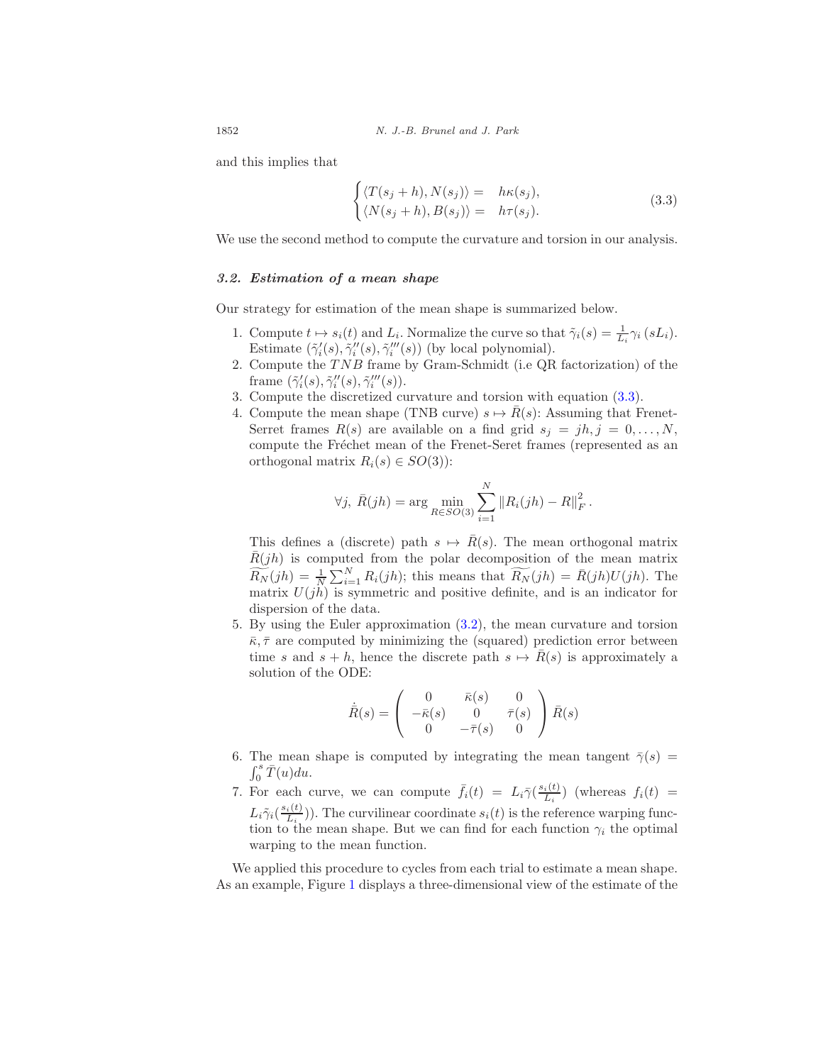and this implies that

$$
\begin{cases} \langle T(s_j + h), N(s_j) \rangle = & h\kappa(s_j), \\ \langle N(s_j + h), B(s_j) \rangle = & h\tau(s_j). \end{cases} \tag{3.3}
$$

We use the second method to compute the curvature and torsion in our analysis.

### *3.2. Estimation of a mean shape*

Our strategy for estimation of the mean shape is summarized below.

1. Compute $t \mapsto s_i(t)$ and $L_i$. Normalize the curve so that $\tilde{\gamma}_i(s) = \frac{1}{L_i}\gamma_i(sL_i)$. Estimate $(\tilde{\gamma}_i'(s), \tilde{\gamma}_i''(s), \tilde{\gamma}_i'''(s))$ (by local polynomial).
2. Compute the $TNB$ frame by Gram-Schmidt (i.e QR factorization) of the frame $(\tilde{\gamma}_i'(s), \tilde{\gamma}_i''(s), \tilde{\gamma}_i'''(s))$.
3. Compute the discretized curvature and torsion with equation (3.3).
4. Compute the mean shape (TNB curve) $s \mapsto \bar{R}(s)$: Assuming that Frenet-Serret frames $R(s)$ are available on a find grid $s_j = jh, j = 0, \ldots, N$, compute the Fréchet mean of the Frenet-Seret frames (represented as an orthogonal matrix $R_i(s) \in SO(3)$):

   $$
   \forall j,\ \bar{R}(jh) = \arg\min_{R \in SO(3)} \sum_{i=1}^{N} \|R_i(jh) - R\|_F^2 .
   $$

   This defines a (discrete) path $s \mapsto \bar{R}(s)$. The mean orthogonal matrix $\bar{R}(jh)$ is computed from the polar decomposition of the mean matrix $\widetilde{R_N}(jh) = \frac{1}{N}\sum_{i=1}^{N} R_i(jh)$; this means that $\widetilde{R_N}(jh) = \bar{R}(jh)U(jh)$. The matrix $U(jh)$ is symmetric and positive definite, and is an indicator for dispersion of the data.
5. By using the Euler approximation (3.2), the mean curvature and torsion $\bar{\kappa}, \bar{\tau}$ are computed by minimizing the (squared) prediction error between time $s$ and $s + h$, hence the discrete path $s \mapsto \bar{R}(s)$ is approximately a solution of the ODE:

   $$
   \dot{\bar{R}}(s) = \begin{pmatrix} 0 & \bar{\kappa}(s) & 0 \\ -\bar{\kappa}(s) & 0 & \bar{\tau}(s) \\ 0 & -\bar{\tau}(s) & 0 \end{pmatrix} \bar{R}(s)
   $$
6. The mean shape is computed by integrating the mean tangent $\bar{\gamma}(s) = \int_0^s \bar{T}(u)du$.
7. For each curve, we can compute $\bar{f}_i(t) = L_i\bar{\gamma}(\frac{s_i(t)}{L_i})$ (whereas $f_i(t) = L_i\tilde{\gamma}_i(\frac{s_i(t)}{L_i})$). The curvilinear coordinate $s_i(t)$ is the reference warping function to the mean shape. But we can find for each function $\gamma_i$ the optimal warping to the mean function.

We applied this procedure to cycles from each trial to estimate a mean shape. As an example, Figure 1 displays a three-dimensional view of the estimate of the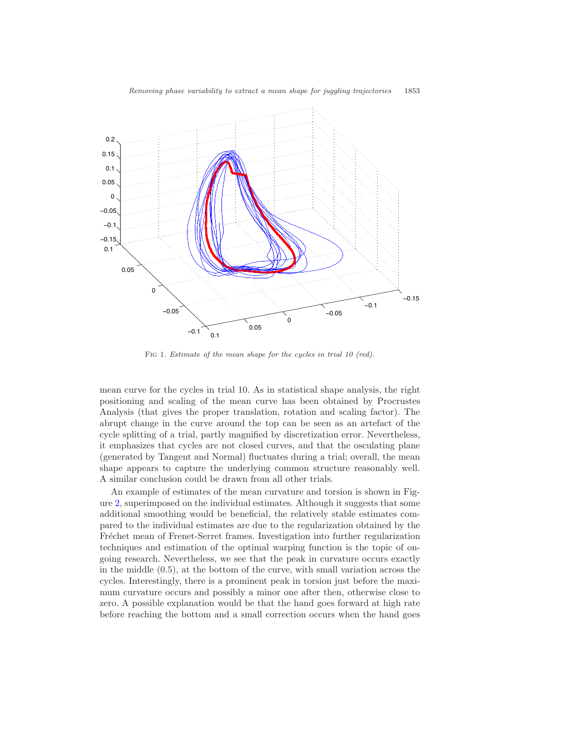Fig 1. *Estimate of the mean shape for the cycles in trial 10 (red).*

mean curve for the cycles in trial 10. As in statistical shape analysis, the right positioning and scaling of the mean curve has been obtained by Procrustes Analysis (that gives the proper translation, rotation and scaling factor). The abrupt change in the curve around the top can be seen as an artefact of the cycle splitting of a trial, partly magnified by discretization error. Nevertheless, it emphasizes that cycles are not closed curves, and that the osculating plane (generated by Tangent and Normal) fluctuates during a trial; overall, the mean shape appears to capture the underlying common structure reasonably well. A similar conclusion could be drawn from all other trials.

An example of estimates of the mean curvature and torsion is shown in Figure 2, superimposed on the individual estimates. Although it suggests that some additional smoothing would be beneficial, the relatively stable estimates compared to the individual estimates are due to the regularization obtained by the Fréchet mean of Frenet-Serret frames. Investigation into further regularization techniques and estimation of the optimal warping function is the topic of ongoing research. Nevertheless, we see that the peak in curvature occurs exactly in the middle (0.5), at the bottom of the curve, with small variation across the cycles. Interestingly, there is a prominent peak in torsion just before the maximum curvature occurs and possibly a minor one after then, otherwise close to zero. A possible explanation would be that the hand goes forward at high rate before reaching the bottom and a small correction occurs when the hand goes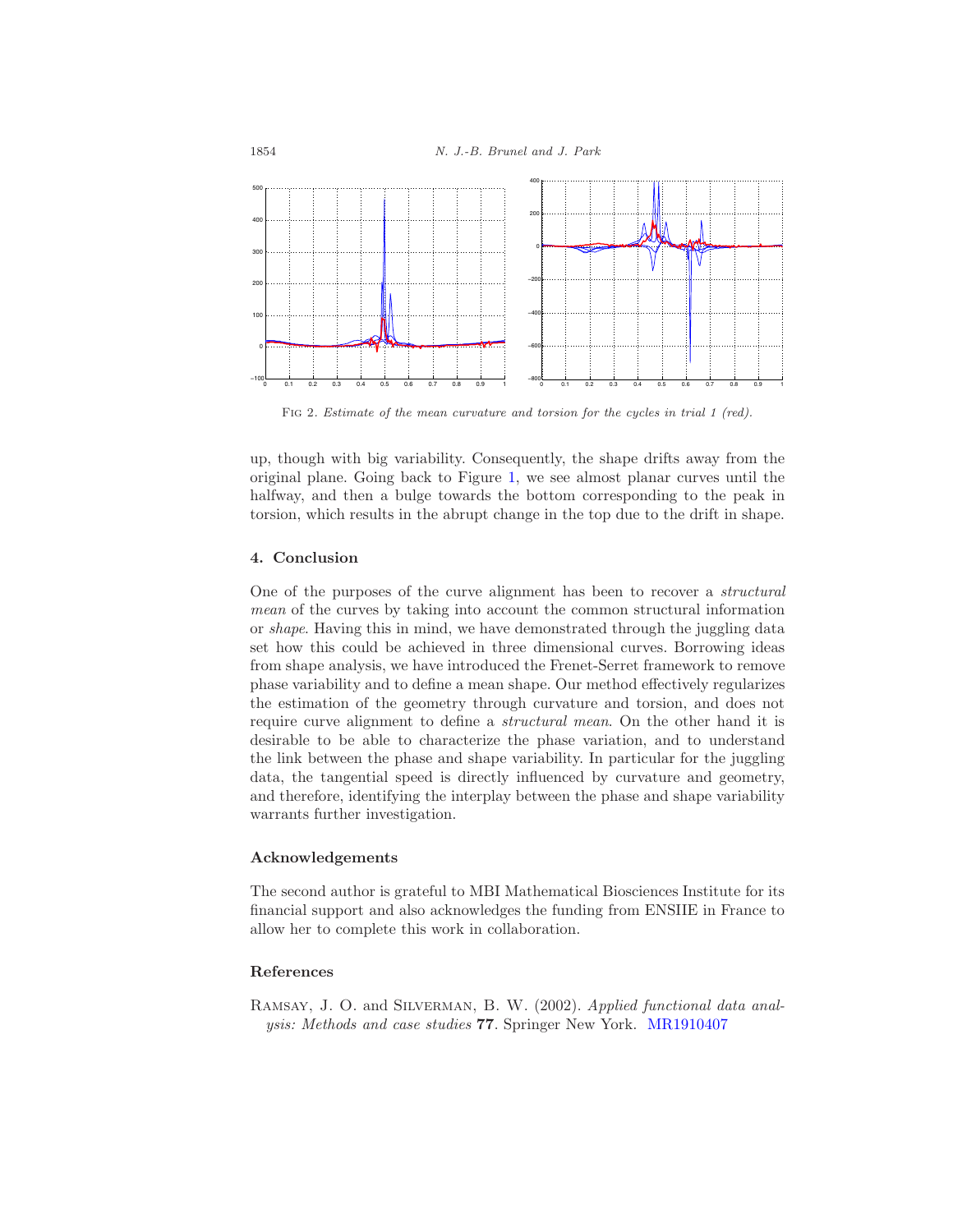Fig 2. *Estimate of the mean curvature and torsion for the cycles in trial 1 (red).*

up, though with big variability. Consequently, the shape drifts away from the original plane. Going back to Figure 1, we see almost planar curves until the halfway, and then a bulge towards the bottom corresponding to the peak in torsion, which results in the abrupt change in the top due to the drift in shape.

## 4. Conclusion

One of the purposes of the curve alignment has been to recover a *structural mean* of the curves by taking into account the common structural information or *shape*. Having this in mind, we have demonstrated through the juggling data set how this could be achieved in three dimensional curves. Borrowing ideas from shape analysis, we have introduced the Frenet-Serret framework to remove phase variability and to define a mean shape. Our method effectively regularizes the estimation of the geometry through curvature and torsion, and does not require curve alignment to define a *structural mean*. On the other hand it is desirable to be able to characterize the phase variation, and to understand the link between the phase and shape variability. In particular for the juggling data, the tangential speed is directly influenced by curvature and geometry, and therefore, identifying the interplay between the phase and shape variability warrants further investigation.

## Acknowledgements

The second author is grateful to MBI Mathematical Biosciences Institute for its financial support and also acknowledges the funding from ENSIIE in France to allow her to complete this work in collaboration.

## References

Ramsay, J. O. and Silverman, B. W. (2002). *Applied functional data analysis: Methods and case studies* **77**. Springer New York. MR1910407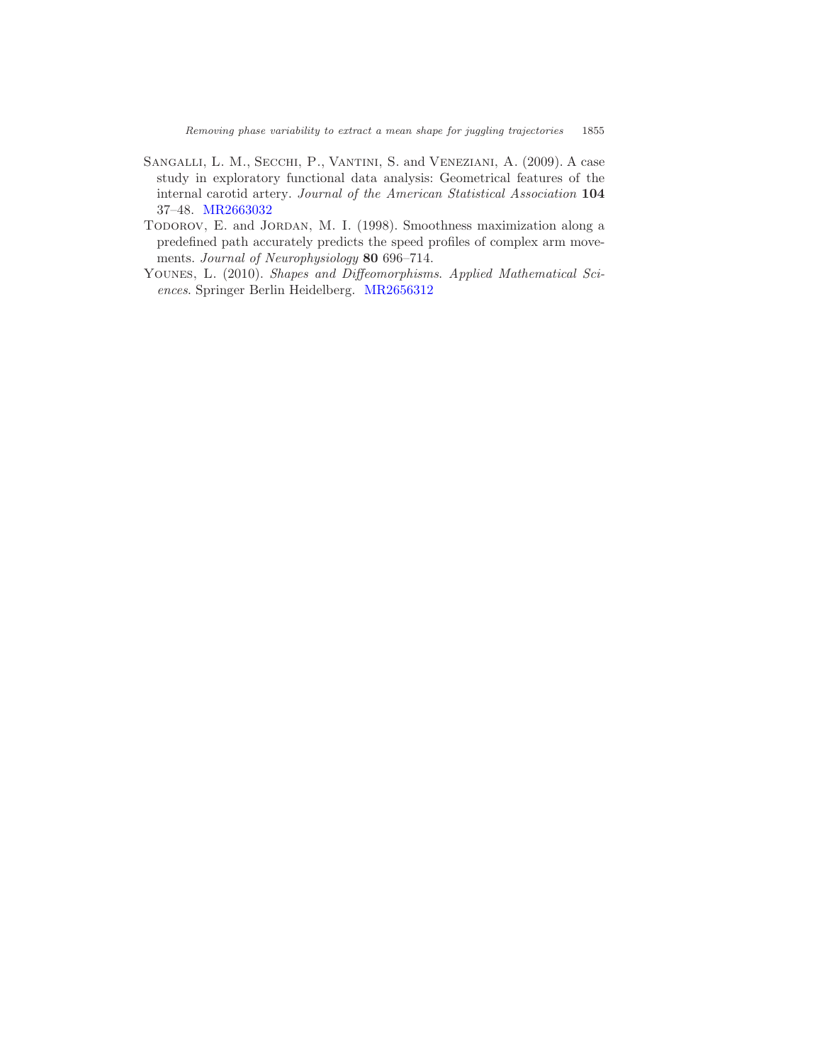Sangalli, L. M., Secchi, P., Vantini, S. and Veneziani, A. (2009). A case study in exploratory functional data analysis: Geometrical features of the internal carotid artery. *Journal of the American Statistical Association* **104** 37–48. MR2663032

Todorov, E. and Jordan, M. I. (1998). Smoothness maximization along a predefined path accurately predicts the speed profiles of complex arm movements. *Journal of Neurophysiology* **80** 696–714.

Younes, L. (2010). *Shapes and Diffeomorphisms*. *Applied Mathematical Sciences*. Springer Berlin Heidelberg. MR2656312